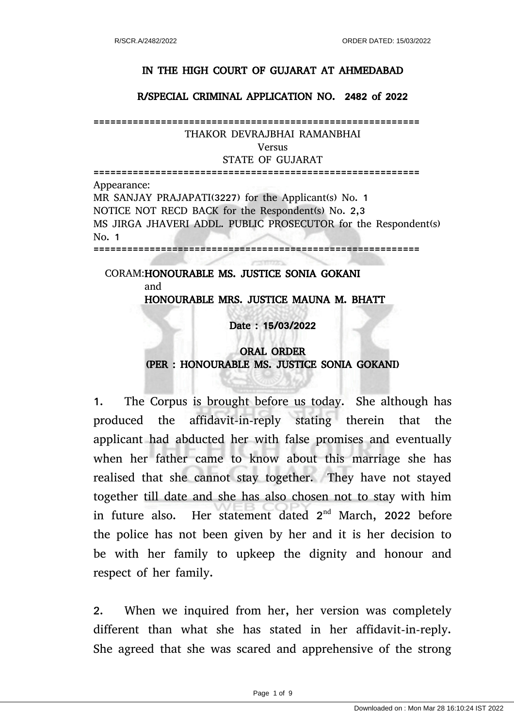# IN THE HIGH COURT OF GUJARAT AT AHMEDABAD

## R/SPECIAL CRIMINAL APPLICATION NO. 2482 of 2022

==========================================================

THAKOR DEVRAJBHAI RAMANBHAI

Versus

STATE OF GUJARAT

==========================================================

Appearance:

MR SANJAY PRAJAPATI(3227) for the Applicant(s) No. 1

NOTICE NOT RECD BACK for the Respondent(s) No. 2,3

MS JIRGA JHAVERI ADDL. PUBLIC PROSECUTOR for the Respondent(s) No. 1

==========================================================

CORAM: **HONOURABLE MS. JUSTICE SONIA GOKANI**
and
**HONOURABLE MRS. JUSTICE MAUNA M. BHATT**

**Date : 15/03/2022**

**ORAL ORDER**
**(PER : HONOURABLE MS. JUSTICE SONIA GOKANI)**

1. The Corpus is brought before us today. She although has produced the affidavit-in-reply stating therein that the applicant had abducted her with false promises and eventually when her father came to know about this marriage she has realised that she cannot stay together. They have not stayed together till date and she has also chosen not to stay with him in future also. Her statement dated 2nd March, 2022 before the police has not been given by her and it is her decision to be with her family to upkeep the dignity and honour and respect of her family.

2. When we inquired from her, her version was completely different than what she has stated in her affidavit-in-reply. She agreed that she was scared and apprehensive of the strong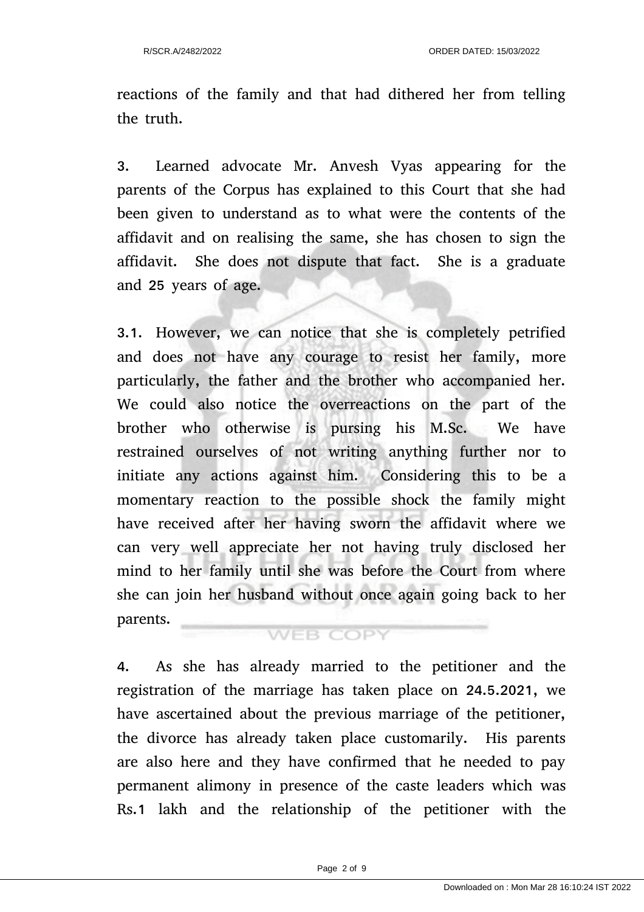reactions of the family and that had dithered her from telling the truth.

**3.** Learned advocate Mr. Anvesh Vyas appearing for the parents of the Corpus has explained to this Court that she had been given to understand as to what were the contents of the affidavit and on realising the same, she has chosen to sign the affidavit. She does not dispute that fact. She is a graduate and 25 years of age.

**3.1.** However, we can notice that she is completely petrified and does not have any courage to resist her family, more particularly, the father and the brother who accompanied her. We could also notice the overreactions on the part of the brother who otherwise is pursing his M.Sc. We have restrained ourselves of not writing anything further nor to initiate any actions against him. Considering this to be a momentary reaction to the possible shock the family might have received after her having sworn the affidavit where we can very well appreciate her not having truly disclosed her mind to her family until she was before the Court from where she can join her husband without once again going back to her parents.

**4.** As she has already married to the petitioner and the registration of the marriage has taken place on 24.5.2021, we have ascertained about the previous marriage of the petitioner, the divorce has already taken place customarily. His parents are also here and they have confirmed that he needed to pay permanent alimony in presence of the caste leaders which was Rs.1 lakh and the relationship of the petitioner with the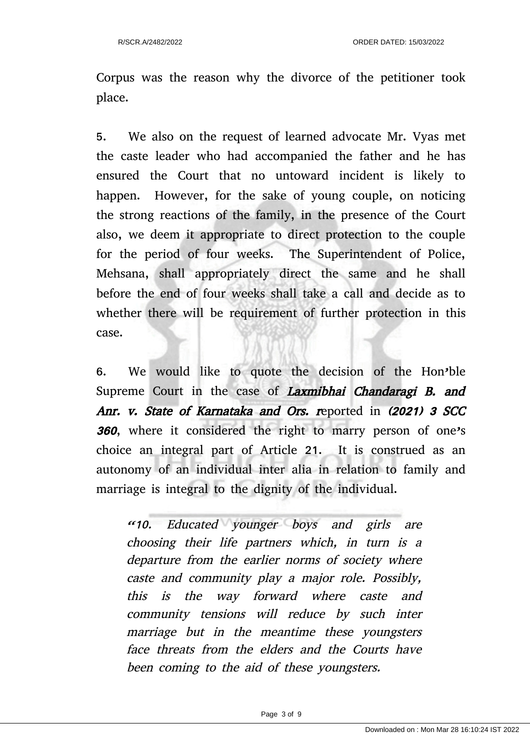Corpus was the reason why the divorce of the petitioner took place.

5. We also on the request of learned advocate Mr. Vyas met the caste leader who had accompanied the father and he has ensured the Court that no untoward incident is likely to happen. However, for the sake of young couple, on noticing the strong reactions of the family, in the presence of the Court also, we deem it appropriate to direct protection to the couple for the period of four weeks. The Superintendent of Police, Mehsana, shall appropriately direct the same and he shall before the end of four weeks shall take a call and decide as to whether there will be requirement of further protection in this case.

6. We would like to quote the decision of the Hon'ble Supreme Court in the case of ***Laxmibhai Chandaragi B. and Anr. v. State of Karnataka and Ors.*** *r*eported in ***(2021) 3 SCC 360***, where it considered the right to marry person of one's choice an integral part of Article 21. It is construed as an autonomy of an individual inter alia in relation to family and marriage is integral to the dignity of the individual.

> *"10. Educated younger boys and girls are choosing their life partners which, in turn is a departure from the earlier norms of society where caste and community play a major role. Possibly, this is the way forward where caste and community tensions will reduce by such inter marriage but in the meantime these youngsters face threats from the elders and the Courts have been coming to the aid of these youngsters.*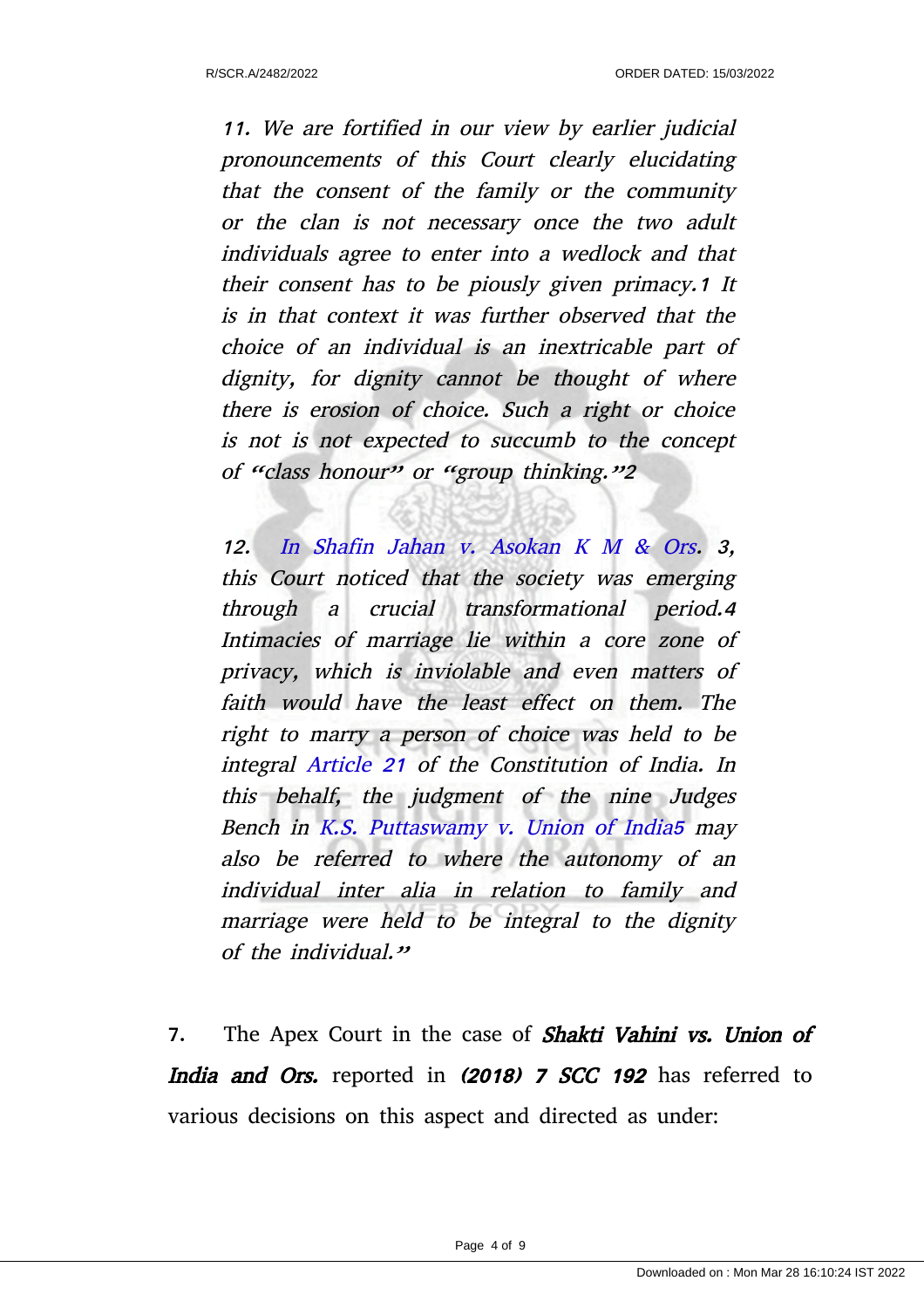*11. We are fortified in our view by earlier judicial pronouncements of this Court clearly elucidating that the consent of the family or the community or the clan is not necessary once the two adult individuals agree to enter into a wedlock and that their consent has to be piously given primacy.[1] It is in that context it was further observed that the choice of an individual is an inextricable part of dignity, for dignity cannot be thought of where there is erosion of choice. Such a right or choice is not is not expected to succumb to the concept of "class honour" or "group thinking."[2]*

*12. In Shafin Jahan v. Asokan K M & Ors.[3], this Court noticed that the society was emerging through a crucial transformational period.[4] Intimacies of marriage lie within a core zone of privacy, which is inviolable and even matters of faith would have the least effect on them. The right to marry a person of choice was held to be integral Article 21 of the Constitution of India. In this behalf, the judgment of the nine Judges Bench in K.S. Puttaswamy v. Union of India[5] may also be referred to where the autonomy of an individual inter alia in relation to family and marriage were held to be integral to the dignity of the individual."*

**7.** The Apex Court in the case of ***Shakti Vahini vs. Union of India and Ors.*** reported in ***(2018) 7 SCC 192*** has referred to various decisions on this aspect and directed as under: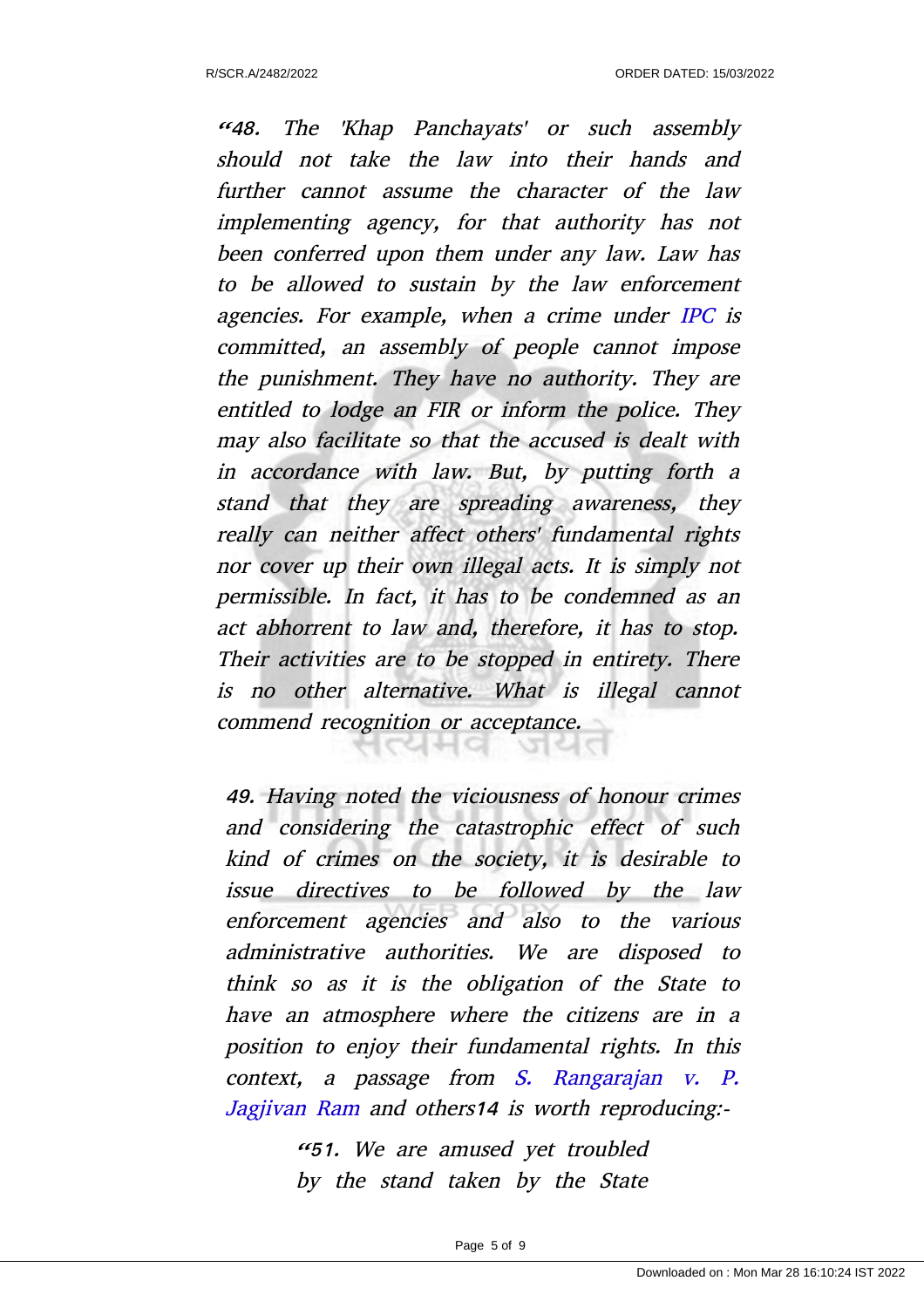*"48. The 'Khap Panchayats' or such assembly should not take the law into their hands and further cannot assume the character of the law implementing agency, for that authority has not been conferred upon them under any law. Law has to be allowed to sustain by the law enforcement agencies. For example, when a crime under IPC is committed, an assembly of people cannot impose the punishment. They have no authority. They are entitled to lodge an FIR or inform the police. They may also facilitate so that the accused is dealt with in accordance with law. But, by putting forth a stand that they are spreading awareness, they really can neither affect others' fundamental rights nor cover up their own illegal acts. It is simply not permissible. In fact, it has to be condemned as an act abhorrent to law and, therefore, it has to stop. Their activities are to be stopped in entirety. There is no other alternative. What is illegal cannot commend recognition or acceptance.*

*49. Having noted the viciousness of honour crimes and considering the catastrophic effect of such kind of crimes on the society, it is desirable to issue directives to be followed by the law enforcement agencies and also to the various administrative authorities. We are disposed to think so as it is the obligation of the State to have an atmosphere where the citizens are in a position to enjoy their fundamental rights. In this context, a passage from S. Rangarajan v. P. Jagjivan Ram and others14 is worth reproducing:-*

> *"51. We are amused yet troubled by the stand taken by the State*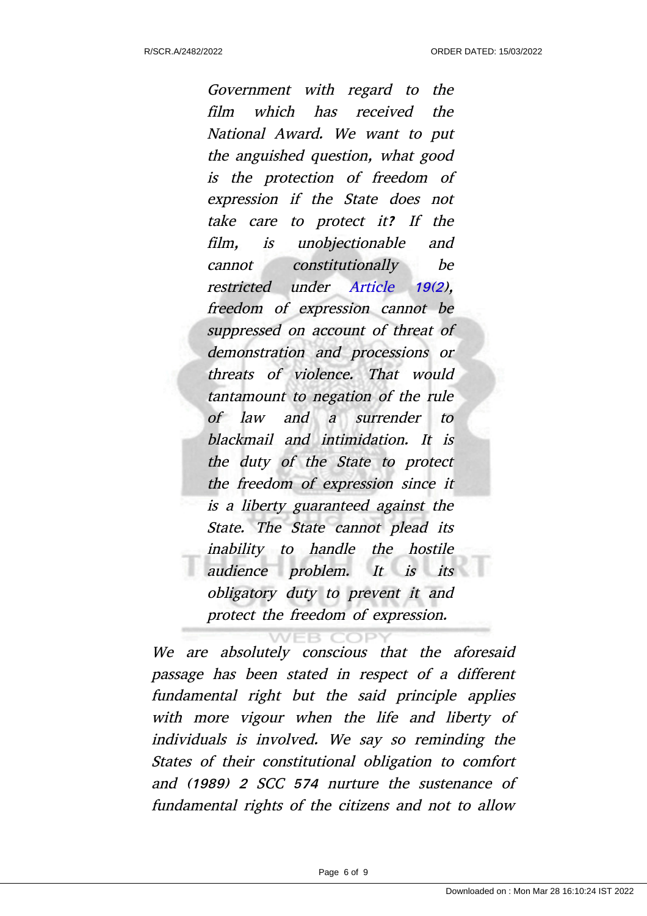> *Government with regard to the film which has received the National Award. We want to put the anguished question, what good is the protection of freedom of expression if the State does not take care to protect it? If the film, is unobjectionable and cannot constitutionally be restricted under Article 19(2), freedom of expression cannot be suppressed on account of threat of demonstration and processions or threats of violence. That would tantamount to negation of the rule of law and a surrender to blackmail and intimidation. It is the duty of the State to protect the freedom of expression since it is a liberty guaranteed against the State. The State cannot plead its inability to handle the hostile audience problem. It is its obligatory duty to prevent it and protect the freedom of expression.*

*We are absolutely conscious that the aforesaid passage has been stated in respect of a different fundamental right but the said principle applies with more vigour when the life and liberty of individuals is involved. We say so reminding the States of their constitutional obligation to comfort and (1989) 2 SCC 574 nurture the sustenance of fundamental rights of the citizens and not to allow*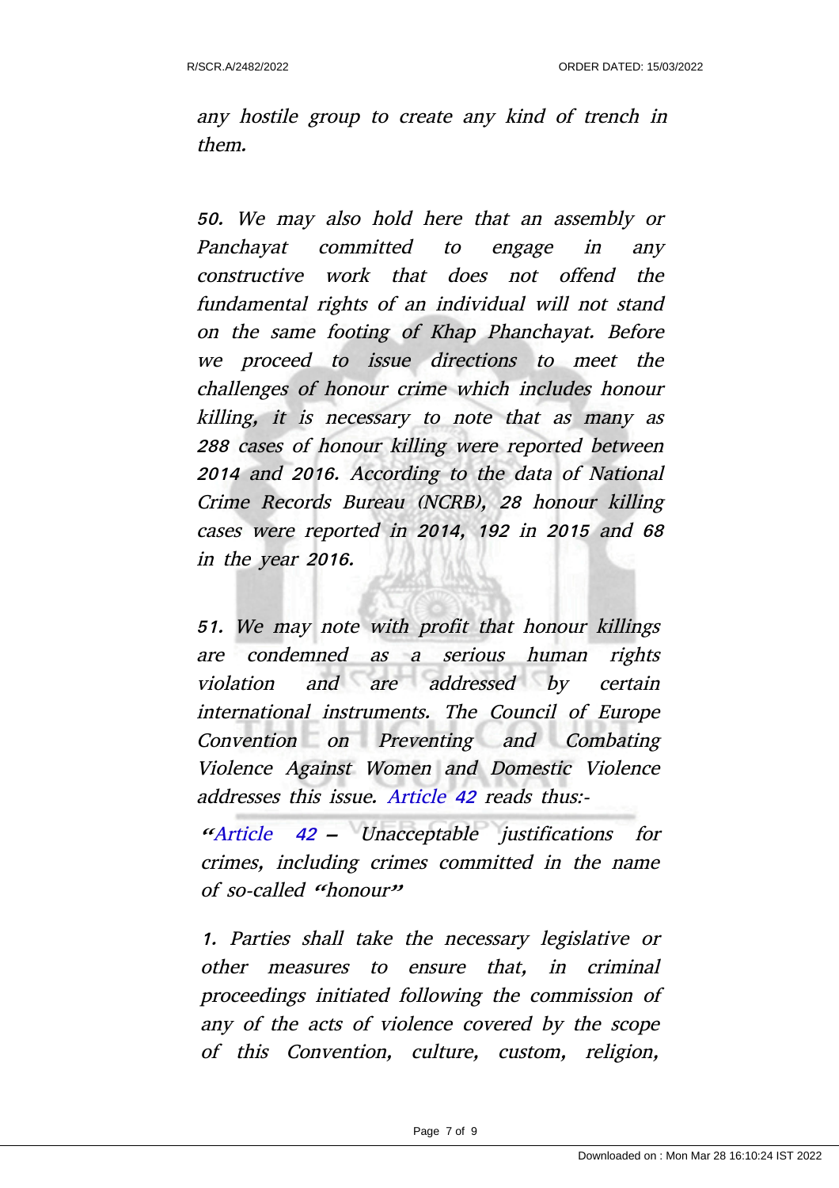*any hostile group to create any kind of trench in them.*

*50. We may also hold here that an assembly or Panchayat committed to engage in any constructive work that does not offend the fundamental rights of an individual will not stand on the same footing of Khap Phanchayat. Before we proceed to issue directions to meet the challenges of honour crime which includes honour killing, it is necessary to note that as many as 288 cases of honour killing were reported between 2014 and 2016. According to the data of National Crime Records Bureau (NCRB), 28 honour killing cases were reported in 2014, 192 in 2015 and 68 in the year 2016.*

*51. We may note with profit that honour killings are condemned as a serious human rights violation and are addressed by certain international instruments. The Council of Europe Convention on Preventing and Combating Violence Against Women and Domestic Violence addresses this issue. Article 42 reads thus:-*

> *"Article 42 – Unacceptable justifications for crimes, including crimes committed in the name of so-called "honour"*
>
> *1. Parties shall take the necessary legislative or other measures to ensure that, in criminal proceedings initiated following the commission of any of the acts of violence covered by the scope of this Convention, culture, custom, religion,*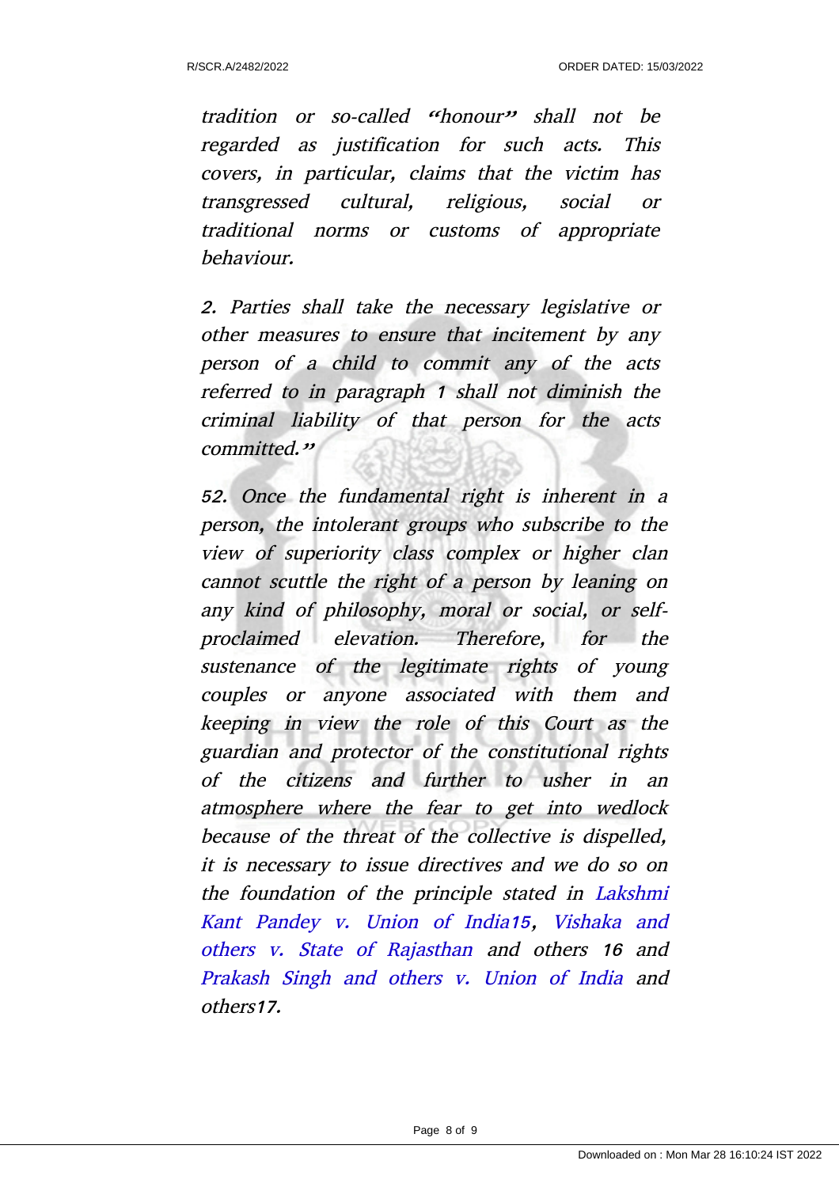*tradition or so-called "honour" shall not be regarded as justification for such acts. This covers, in particular, claims that the victim has transgressed cultural, religious, social or traditional norms or customs of appropriate behaviour.*

*2. Parties shall take the necessary legislative or other measures to ensure that incitement by any person of a child to commit any of the acts referred to in paragraph 1 shall not diminish the criminal liability of that person for the acts committed."*

*52. Once the fundamental right is inherent in a person, the intolerant groups who subscribe to the view of superiority class complex or higher clan cannot scuttle the right of a person by leaning on any kind of philosophy, moral or social, or self-proclaimed elevation. Therefore, for the sustenance of the legitimate rights of young couples or anyone associated with them and keeping in view the role of this Court as the guardian and protector of the constitutional rights of the citizens and further to usher in an atmosphere where the fear to get into wedlock because of the threat of the collective is dispelled, it is necessary to issue directives and we do so on the foundation of the principle stated in Lakshmi Kant Pandey v. Union of India[15], Vishaka and others v. State of Rajasthan and others [16] and Prakash Singh and others v. Union of India and others[17].*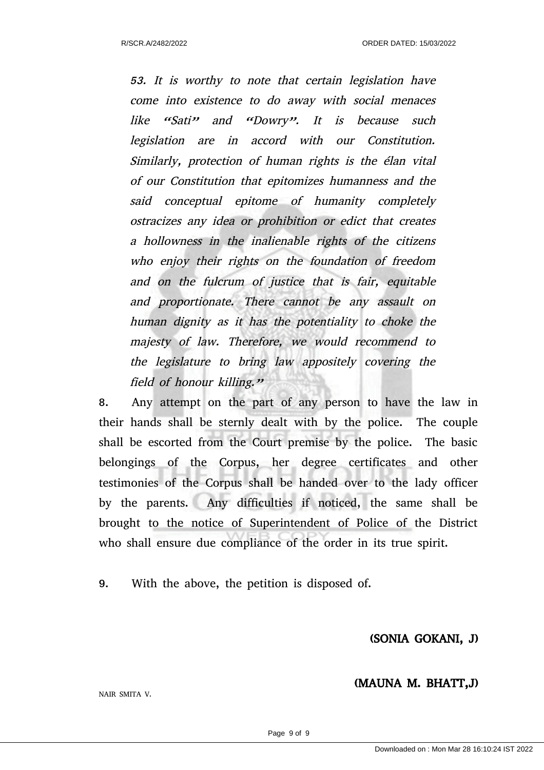*53. It is worthy to note that certain legislation have come into existence to do away with social menaces like "Sati" and "Dowry". It is because such legislation are in accord with our Constitution. Similarly, protection of human rights is the élan vital of our Constitution that epitomizes humanness and the said conceptual epitome of humanity completely ostracizes any idea or prohibition or edict that creates a hollowness in the inalienable rights of the citizens who enjoy their rights on the foundation of freedom and on the fulcrum of justice that is fair, equitable and proportionate. There cannot be any assault on human dignity as it has the potentiality to choke the majesty of law. Therefore, we would recommend to the legislature to bring law appositely covering the field of honour killing."*

8. Any attempt on the part of any person to have the law in their hands shall be sternly dealt with by the police. The couple shall be escorted from the Court premise by the police. The basic belongings of the Corpus, her degree certificates and other testimonies of the Corpus shall be handed over to the lady officer by the parents. Any difficulties if noticed, the same shall be brought to the notice of Superintendent of Police of the District who shall ensure due compliance of the order in its true spirit.

9. With the above, the petition is disposed of.

**(SONIA GOKANI, J)**

**(MAUNA M. BHATT,J)**

NAIR SMITA V.